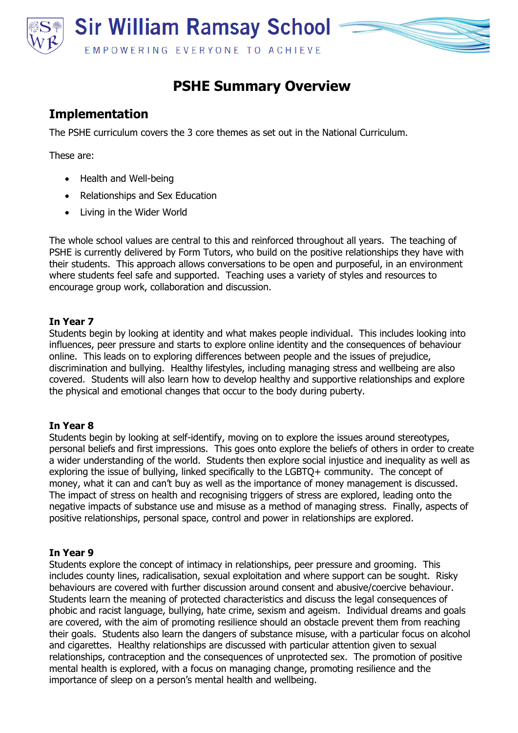# Sir William Ramsay School

EMPOWERING EVERYONE TO ACHIEVE

# PSHE Summary Overview

## Implementation

The PSHE curriculum covers the 3 core themes as set out in the National Curriculum.

These are:

- Health and Well-being
- Relationships and Sex Education
- Living in the Wider World

The whole school values are central to this and reinforced throughout all years. The teaching of PSHE is currently delivered by Form Tutors, who build on the positive relationships they have with their students. This approach allows conversations to be open and purposeful, in an environment where students feel safe and supported. Teaching uses a variety of styles and resources to encourage group work, collaboration and discussion.

**In Year 7**

Students begin by looking at identity and what makes people individual. This includes looking into influences, peer pressure and starts to explore online identity and the consequences of behaviour online. This leads on to exploring differences between people and the issues of prejudice, discrimination and bullying. Healthy lifestyles, including managing stress and wellbeing are also covered. Students will also learn how to develop healthy and supportive relationships and explore the physical and emotional changes that occur to the body during puberty.

**In Year 8**

Students begin by looking at self-identify, moving on to explore the issues around stereotypes, personal beliefs and first impressions. This goes onto explore the beliefs of others in order to create a wider understanding of the world. Students then explore social injustice and inequality as well as exploring the issue of bullying, linked specifically to the LGBTQ+ community. The concept of money, what it can and can't buy as well as the importance of money management is discussed. The impact of stress on health and recognising triggers of stress are explored, leading onto the negative impacts of substance use and misuse as a method of managing stress. Finally, aspects of positive relationships, personal space, control and power in relationships are explored.

**In Year 9**

Students explore the concept of intimacy in relationships, peer pressure and grooming. This includes county lines, radicalisation, sexual exploitation and where support can be sought. Risky behaviours are covered with further discussion around consent and abusive/coercive behaviour. Students learn the meaning of protected characteristics and discuss the legal consequences of phobic and racist language, bullying, hate crime, sexism and ageism. Individual dreams and goals are covered, with the aim of promoting resilience should an obstacle prevent them from reaching their goals. Students also learn the dangers of substance misuse, with a particular focus on alcohol and cigarettes. Healthy relationships are discussed with particular attention given to sexual relationships, contraception and the consequences of unprotected sex. The promotion of positive mental health is explored, with a focus on managing change, promoting resilience and the importance of sleep on a person's mental health and wellbeing.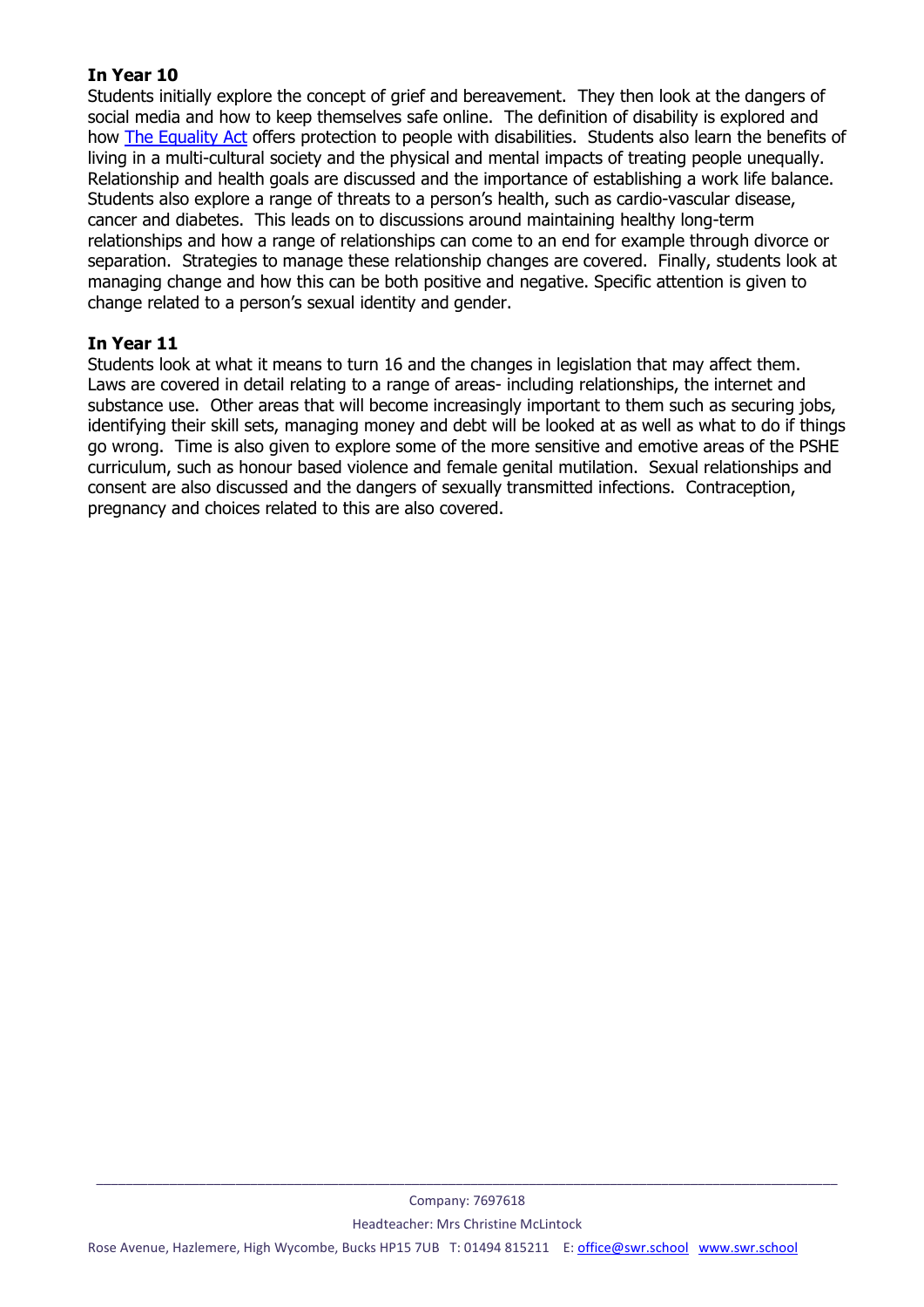**In Year 10**

Students initially explore the concept of grief and bereavement. They then look at the dangers of social media and how to keep themselves safe online. The definition of disability is explored and how The Equality Act offers protection to people with disabilities. Students also learn the benefits of living in a multi-cultural society and the physical and mental impacts of treating people unequally. Relationship and health goals are discussed and the importance of establishing a work life balance. Students also explore a range of threats to a person's health, such as cardio-vascular disease, cancer and diabetes. This leads on to discussions around maintaining healthy long-term relationships and how a range of relationships can come to an end for example through divorce or separation. Strategies to manage these relationship changes are covered. Finally, students look at managing change and how this can be both positive and negative. Specific attention is given to change related to a person's sexual identity and gender.

**In Year 11**

Students look at what it means to turn 16 and the changes in legislation that may affect them. Laws are covered in detail relating to a range of areas- including relationships, the internet and substance use. Other areas that will become increasingly important to them such as securing jobs, identifying their skill sets, managing money and debt will be looked at as well as what to do if things go wrong. Time is also given to explore some of the more sensitive and emotive areas of the PSHE curriculum, such as honour based violence and female genital mutilation. Sexual relationships and consent are also discussed and the dangers of sexually transmitted infections. Contraception, pregnancy and choices related to this are also covered.